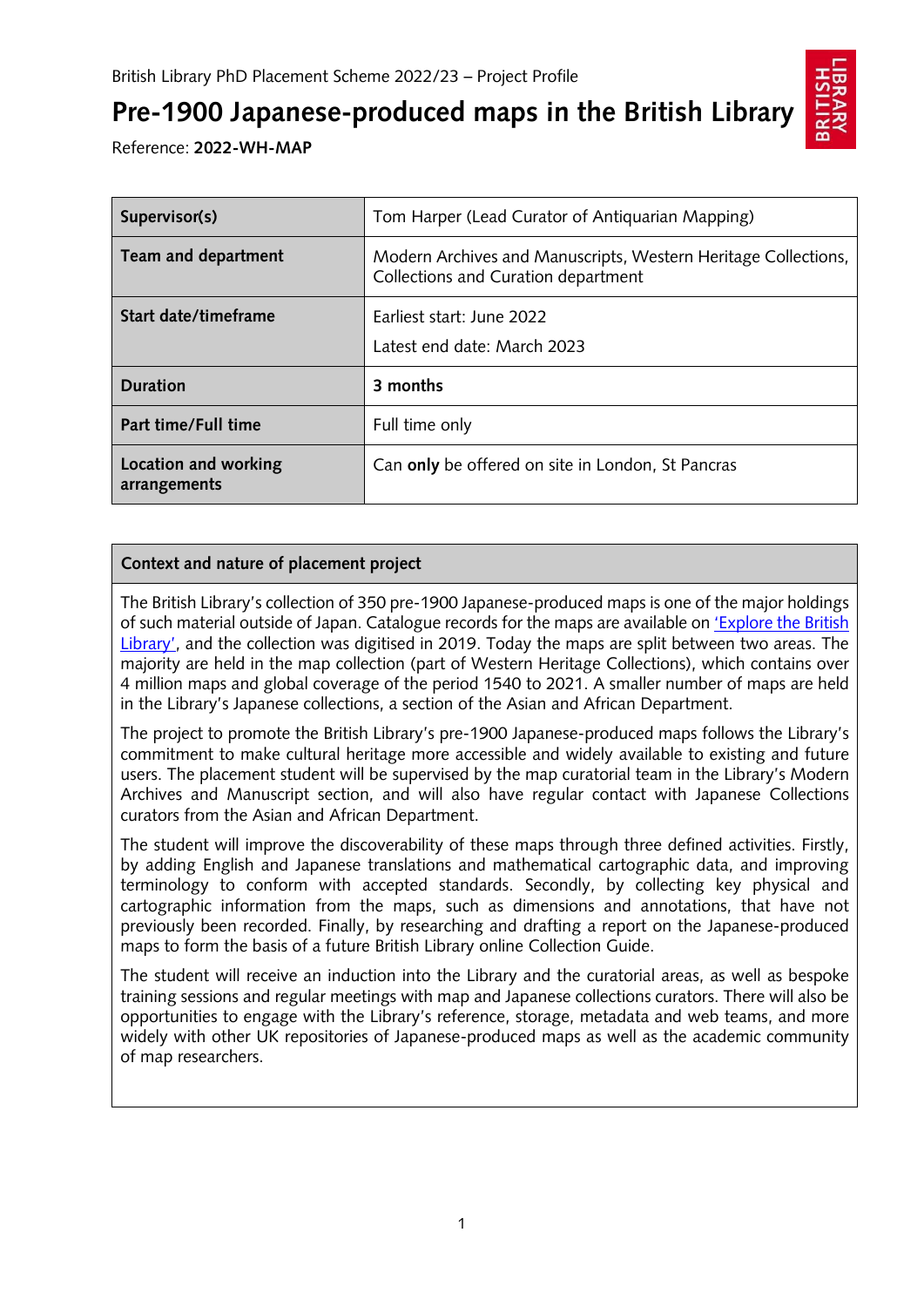British Library PhD Placement Scheme 2022/23 – Project Profile

# Pre-1900 Japanese-produced maps in the British Library

Reference: **2022-WH-MAP**

| **Supervisor(s)** | Tom Harper (Lead Curator of Antiquarian Mapping) |
|---|---|
| **Team and department** | Modern Archives and Manuscripts, Western Heritage Collections, Collections and Curation department |
| **Start date/timeframe** | Earliest start: June 2022<br><br>Latest end date: March 2023 |
| **Duration** | **3 months** |
| **Part time/Full time** | Full time only |
| **Location and working arrangements** | Can **only** be offered on site in London, St Pancras |

## Context and nature of placement project

The British Library's collection of 350 pre-1900 Japanese-produced maps is one of the major holdings of such material outside of Japan. Catalogue records for the maps are available on 'Explore the British Library', and the collection was digitised in 2019. Today the maps are split between two areas. The majority are held in the map collection (part of Western Heritage Collections), which contains over 4 million maps and global coverage of the period 1540 to 2021. A smaller number of maps are held in the Library's Japanese collections, a section of the Asian and African Department.

The project to promote the British Library's pre-1900 Japanese-produced maps follows the Library's commitment to make cultural heritage more accessible and widely available to existing and future users. The placement student will be supervised by the map curatorial team in the Library's Modern Archives and Manuscript section, and will also have regular contact with Japanese Collections curators from the Asian and African Department.

The student will improve the discoverability of these maps through three defined activities. Firstly, by adding English and Japanese translations and mathematical cartographic data, and improving terminology to conform with accepted standards. Secondly, by collecting key physical and cartographic information from the maps, such as dimensions and annotations, that have not previously been recorded. Finally, by researching and drafting a report on the Japanese-produced maps to form the basis of a future British Library online Collection Guide.

The student will receive an induction into the Library and the curatorial areas, as well as bespoke training sessions and regular meetings with map and Japanese collections curators. There will also be opportunities to engage with the Library's reference, storage, metadata and web teams, and more widely with other UK repositories of Japanese-produced maps as well as the academic community of map researchers.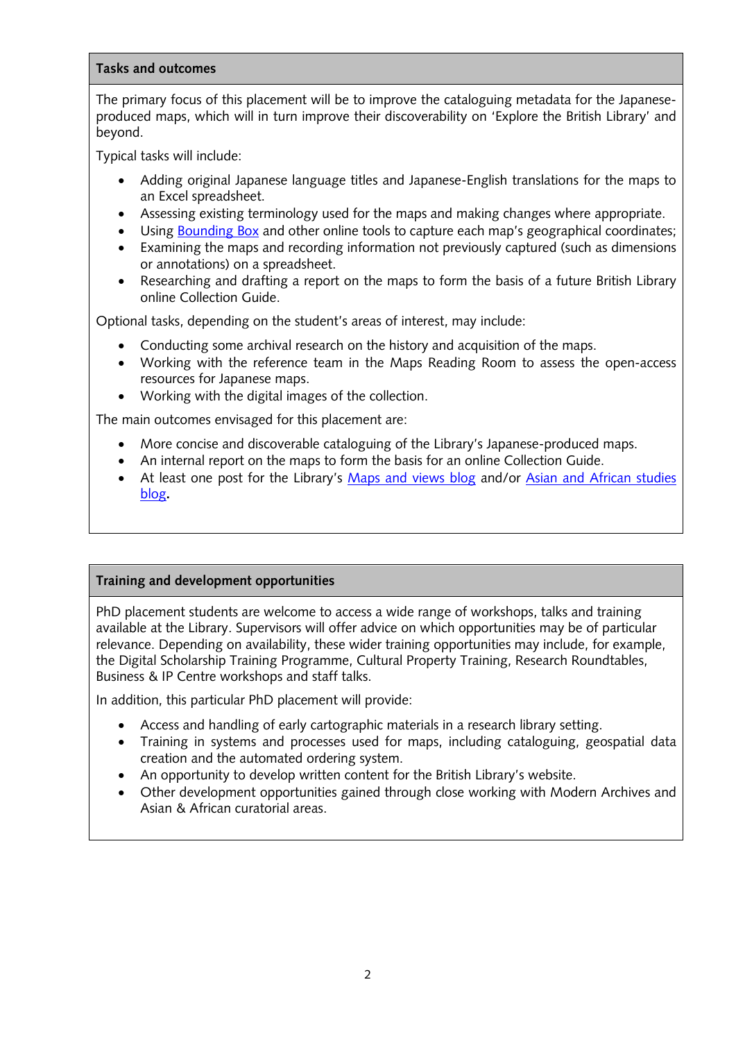## Tasks and outcomes

The primary focus of this placement will be to improve the cataloguing metadata for the Japanese-produced maps, which will in turn improve their discoverability on 'Explore the British Library' and beyond.

Typical tasks will include:

- Adding original Japanese language titles and Japanese-English translations for the maps to an Excel spreadsheet.
- Assessing existing terminology used for the maps and making changes where appropriate.
- Using Bounding Box and other online tools to capture each map's geographical coordinates;
- Examining the maps and recording information not previously captured (such as dimensions or annotations) on a spreadsheet.
- Researching and drafting a report on the maps to form the basis of a future British Library online Collection Guide.

Optional tasks, depending on the student's areas of interest, may include:

- Conducting some archival research on the history and acquisition of the maps.
- Working with the reference team in the Maps Reading Room to assess the open-access resources for Japanese maps.
- Working with the digital images of the collection.

The main outcomes envisaged for this placement are:

- More concise and discoverable cataloguing of the Library's Japanese-produced maps.
- An internal report on the maps to form the basis for an online Collection Guide.
- At least one post for the Library's Maps and views blog and/or Asian and African studies blog.

## Training and development opportunities

PhD placement students are welcome to access a wide range of workshops, talks and training available at the Library. Supervisors will offer advice on which opportunities may be of particular relevance. Depending on availability, these wider training opportunities may include, for example, the Digital Scholarship Training Programme, Cultural Property Training, Research Roundtables, Business & IP Centre workshops and staff talks.

In addition, this particular PhD placement will provide:

- Access and handling of early cartographic materials in a research library setting.
- Training in systems and processes used for maps, including cataloguing, geospatial data creation and the automated ordering system.
- An opportunity to develop written content for the British Library's website.
- Other development opportunities gained through close working with Modern Archives and Asian & African curatorial areas.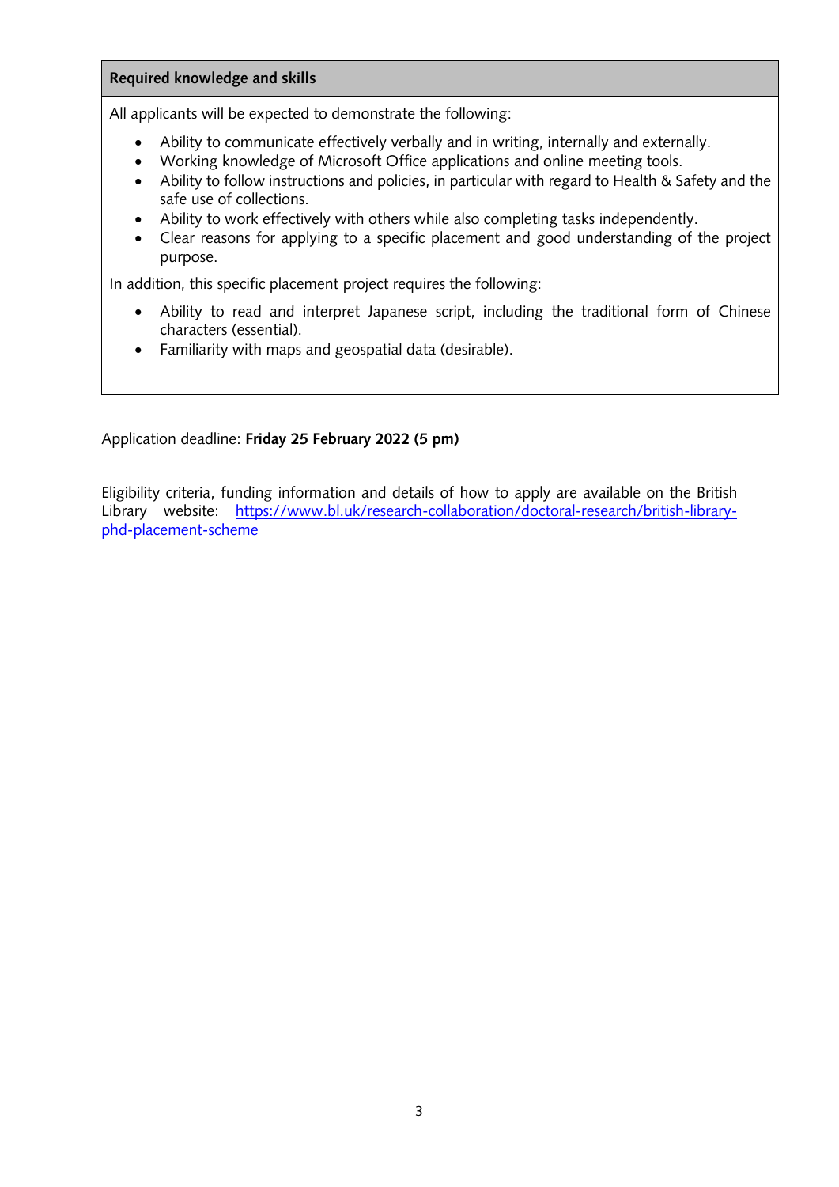| Required knowledge and skills |
|---|
| All applicants will be expected to demonstrate the following:<br><br>• Ability to communicate effectively verbally and in writing, internally and externally.<br>• Working knowledge of Microsoft Office applications and online meeting tools.<br>• Ability to follow instructions and policies, in particular with regard to Health & Safety and the safe use of collections.<br>• Ability to work effectively with others while also completing tasks independently.<br>• Clear reasons for applying to a specific placement and good understanding of the project purpose.<br><br>In addition, this specific placement project requires the following:<br><br>• Ability to read and interpret Japanese script, including the traditional form of Chinese characters (essential).<br>• Familiarity with maps and geospatial data (desirable). |

Application deadline: **Friday 25 February 2022 (5 pm)**

Eligibility criteria, funding information and details of how to apply are available on the British Library website: https://www.bl.uk/research-collaboration/doctoral-research/british-library-phd-placement-scheme